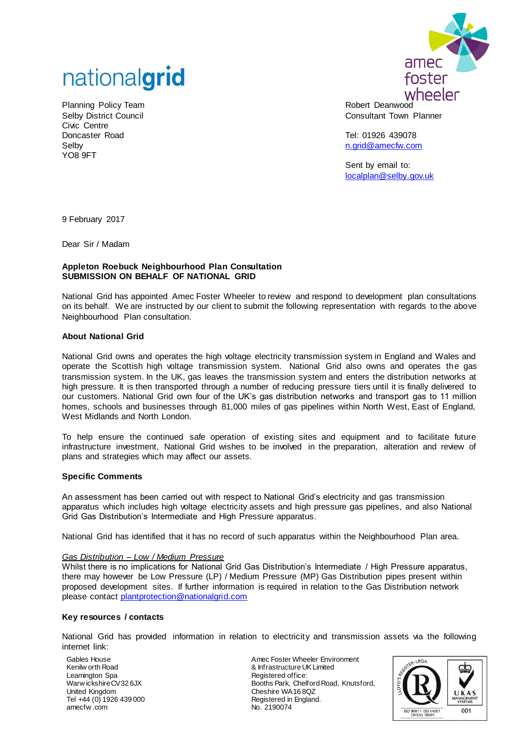nationalgrid

amec foster wheeler

Planning Policy Team
Selby District Council
Civic Centre
Doncaster Road
Selby
YO8 9FT

Robert Deanwood
Consultant Town Planner

Tel: 01926 439078
n.grid@amecfw.com

Sent by email to:
localplan@selby.gov.uk

9 February 2017

Dear Sir / Madam

**Appleton Roebuck Neighbourhood Plan Consultation**
**SUBMISSION ON BEHALF OF NATIONAL GRID**

National Grid has appointed Amec Foster Wheeler to review and respond to development plan consultations on its behalf. We are instructed by our client to submit the following representation with regards to the above Neighbourhood Plan consultation.

**About National Grid**

National Grid owns and operates the high voltage electricity transmission system in England and Wales and operate the Scottish high voltage transmission system. National Grid also owns and operates the gas transmission system. In the UK, gas leaves the transmission system and enters the distribution networks at high pressure. It is then transported through a number of reducing pressure tiers until it is finally delivered to our customers. National Grid own four of the UK's gas distribution networks and transport gas to 11 million homes, schools and businesses through 81,000 miles of gas pipelines within North West, East of England, West Midlands and North London.

To help ensure the continued safe operation of existing sites and equipment and to facilitate future infrastructure investment, National Grid wishes to be involved in the preparation, alteration and review of plans and strategies which may affect our assets.

**Specific Comments**

An assessment has been carried out with respect to National Grid's electricity and gas transmission apparatus which includes high voltage electricity assets and high pressure gas pipelines, and also National Grid Gas Distribution's Intermediate and High Pressure apparatus.

National Grid has identified that it has no record of such apparatus within the Neighbourhood Plan area.

*Gas Distribution – Low / Medium Pressure*
Whilst there is no implications for National Grid Gas Distribution's Intermediate / High Pressure apparatus, there may however be Low Pressure (LP) / Medium Pressure (MP) Gas Distribution pipes present within proposed development sites. If further information is required in relation to the Gas Distribution network please contact plantprotection@nationalgrid.com

**Key resources / contacts**

National Grid has provided information in relation to electricity and transmission assets via the following internet link:

Gables House
Kenilworth Road
Leamington Spa
Warwickshire CV32 6JX
United Kingdom
Tel +44 (0) 1926 439 000
amecfw.com

Amec Foster Wheeler Environment & Infrastructure UK Limited
Registered office:
Booths Park, Chelford Road, Knutsford, Cheshire WA16 8QZ
Registered in England.
No. 2190074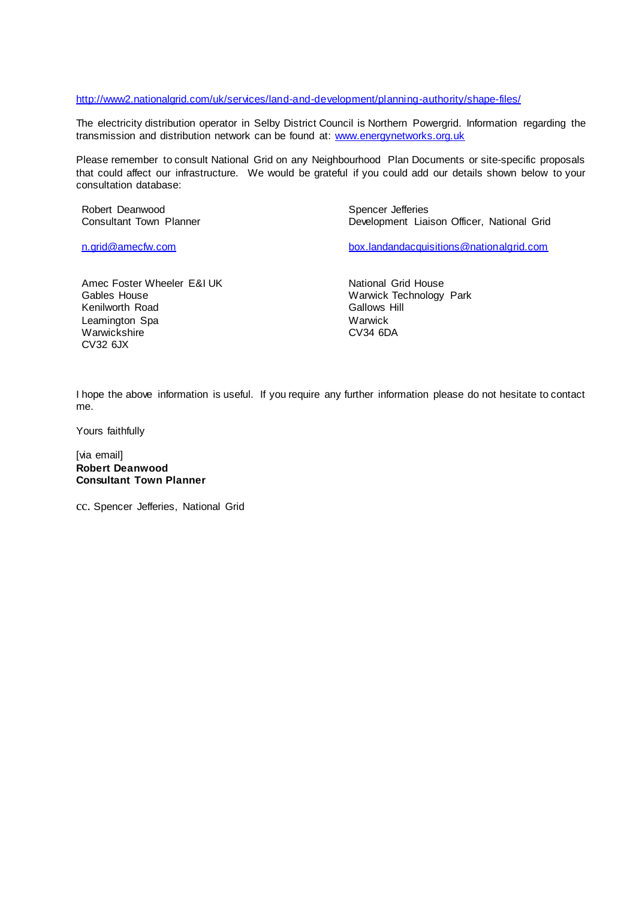http://www2.nationalgrid.com/uk/services/land-and-development/planning-authority/shape-files/

The electricity distribution operator in Selby District Council is Northern Powergrid. Information regarding the transmission and distribution network can be found at: www.energynetworks.org.uk

Please remember to consult National Grid on any Neighbourhood Plan Documents or site-specific proposals that could affect our infrastructure. We would be grateful if you could add our details shown below to your consultation database:

Robert Deanwood
Consultant Town Planner

n.grid@amecfw.com

Amec Foster Wheeler E&I UK
Gables House
Kenilworth Road
Leamington Spa
Warwickshire
CV32 6JX

Spencer Jefferies
Development Liaison Officer, National Grid

box.landandacquisitions@nationalgrid.com

National Grid House
Warwick Technology Park
Gallows Hill
Warwick
CV34 6DA

I hope the above information is useful. If you require any further information please do not hesitate to contact me.

Yours faithfully

[via email]
**Robert Deanwood**
**Consultant Town Planner**

cc. Spencer Jefferies, National Grid